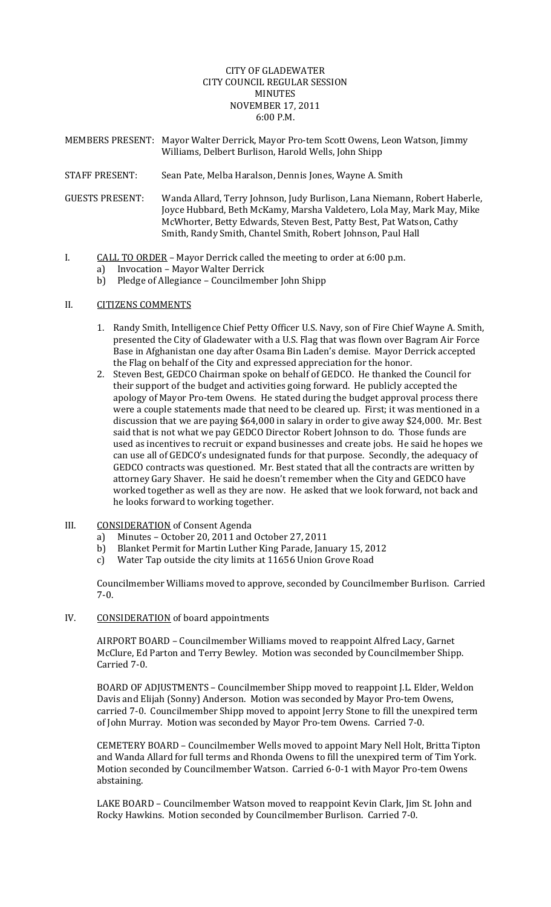# CITY OF GLADEWATER
## CITY COUNCIL REGULAR SESSION
## MINUTES
## NOVEMBER 17, 2011
## 6:00 P.M.

MEMBERS PRESENT: Mayor Walter Derrick, Mayor Pro-tem Scott Owens, Leon Watson, Jimmy Williams, Delbert Burlison, Harold Wells, John Shipp

STAFF PRESENT: Sean Pate, Melba Haralson, Dennis Jones, Wayne A. Smith

GUESTS PRESENT: Wanda Allard, Terry Johnson, Judy Burlison, Lana Niemann, Robert Haberle, Joyce Hubbard, Beth McKamy, Marsha Valdetero, Lola May, Mark May, Mike McWhorter, Betty Edwards, Steven Best, Patty Best, Pat Watson, Cathy Smith, Randy Smith, Chantel Smith, Robert Johnson, Paul Hall

I. CALL TO ORDER – Mayor Derrick called the meeting to order at 6:00 p.m.
   a) Invocation – Mayor Walter Derrick
   b) Pledge of Allegiance – Councilmember John Shipp

II. CITIZENS COMMENTS

1. Randy Smith, Intelligence Chief Petty Officer U.S. Navy, son of Fire Chief Wayne A. Smith, presented the City of Gladewater with a U.S. Flag that was flown over Bagram Air Force Base in Afghanistan one day after Osama Bin Laden's demise. Mayor Derrick accepted the Flag on behalf of the City and expressed appreciation for the honor.
2. Steven Best, GEDCO Chairman spoke on behalf of GEDCO. He thanked the Council for their support of the budget and activities going forward. He publicly accepted the apology of Mayor Pro-tem Owens. He stated during the budget approval process there were a couple statements made that need to be cleared up. First; it was mentioned in a discussion that we are paying $64,000 in salary in order to give away $24,000. Mr. Best said that is not what we pay GEDCO Director Robert Johnson to do. Those funds are used as incentives to recruit or expand businesses and create jobs. He said he hopes we can use all of GEDCO's undesignated funds for that purpose. Secondly, the adequacy of GEDCO contracts was questioned. Mr. Best stated that all the contracts are written by attorney Gary Shaver. He said he doesn't remember when the City and GEDCO have worked together as well as they are now. He asked that we look forward, not back and he looks forward to working together.

III. CONSIDERATION of Consent Agenda
   a) Minutes – October 20, 2011 and October 27, 2011
   b) Blanket Permit for Martin Luther King Parade, January 15, 2012
   c) Water Tap outside the city limits at 11656 Union Grove Road

Councilmember Williams moved to approve, seconded by Councilmember Burlison. Carried 7-0.

IV. CONSIDERATION of board appointments

AIRPORT BOARD – Councilmember Williams moved to reappoint Alfred Lacy, Garnet McClure, Ed Parton and Terry Bewley. Motion was seconded by Councilmember Shipp. Carried 7-0.

BOARD OF ADJUSTMENTS – Councilmember Shipp moved to reappoint J.L. Elder, Weldon Davis and Elijah (Sonny) Anderson. Motion was seconded by Mayor Pro-tem Owens, carried 7-0. Councilmember Shipp moved to appoint Jerry Stone to fill the unexpired term of John Murray. Motion was seconded by Mayor Pro-tem Owens. Carried 7-0.

CEMETERY BOARD – Councilmember Wells moved to appoint Mary Nell Holt, Britta Tipton and Wanda Allard for full terms and Rhonda Owens to fill the unexpired term of Tim York. Motion seconded by Councilmember Watson. Carried 6-0-1 with Mayor Pro-tem Owens abstaining.

LAKE BOARD – Councilmember Watson moved to reappoint Kevin Clark, Jim St. John and Rocky Hawkins. Motion seconded by Councilmember Burlison. Carried 7-0.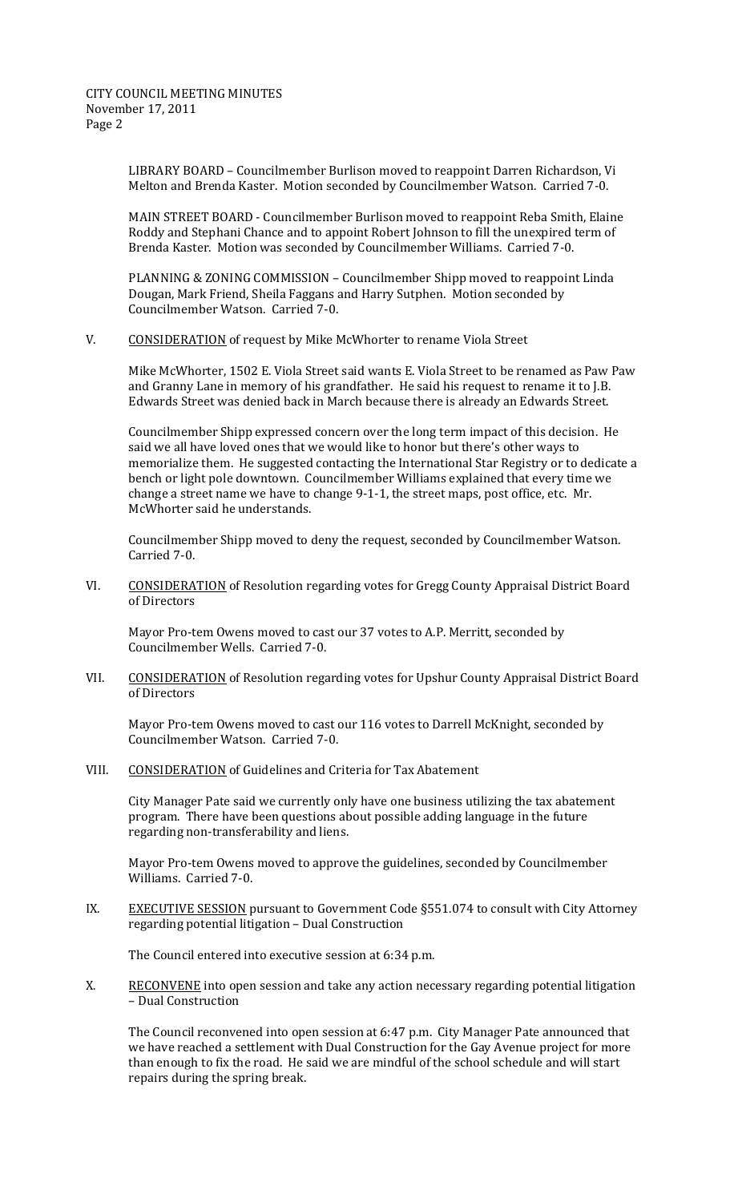LIBRARY BOARD – Councilmember Burlison moved to reappoint Darren Richardson, Vi Melton and Brenda Kaster. Motion seconded by Councilmember Watson. Carried 7-0.

MAIN STREET BOARD - Councilmember Burlison moved to reappoint Reba Smith, Elaine Roddy and Stephani Chance and to appoint Robert Johnson to fill the unexpired term of Brenda Kaster. Motion was seconded by Councilmember Williams. Carried 7-0.

PLANNING & ZONING COMMISSION – Councilmember Shipp moved to reappoint Linda Dougan, Mark Friend, Sheila Faggans and Harry Sutphen. Motion seconded by Councilmember Watson. Carried 7-0.

V. <u>CONSIDERATION</u> of request by Mike McWhorter to rename Viola Street

Mike McWhorter, 1502 E. Viola Street said wants E. Viola Street to be renamed as Paw Paw and Granny Lane in memory of his grandfather. He said his request to rename it to J.B. Edwards Street was denied back in March because there is already an Edwards Street.

Councilmember Shipp expressed concern over the long term impact of this decision. He said we all have loved ones that we would like to honor but there's other ways to memorialize them. He suggested contacting the International Star Registry or to dedicate a bench or light pole downtown. Councilmember Williams explained that every time we change a street name we have to change 9-1-1, the street maps, post office, etc. Mr. McWhorter said he understands.

Councilmember Shipp moved to deny the request, seconded by Councilmember Watson. Carried 7-0.

VI. <u>CONSIDERATION</u> of Resolution regarding votes for Gregg County Appraisal District Board of Directors

Mayor Pro-tem Owens moved to cast our 37 votes to A.P. Merritt, seconded by Councilmember Wells. Carried 7-0.

VII. <u>CONSIDERATION</u> of Resolution regarding votes for Upshur County Appraisal District Board of Directors

Mayor Pro-tem Owens moved to cast our 116 votes to Darrell McKnight, seconded by Councilmember Watson. Carried 7-0.

VIII. <u>CONSIDERATION</u> of Guidelines and Criteria for Tax Abatement

City Manager Pate said we currently only have one business utilizing the tax abatement program. There have been questions about possible adding language in the future regarding non-transferability and liens.

Mayor Pro-tem Owens moved to approve the guidelines, seconded by Councilmember Williams. Carried 7-0.

IX. <u>EXECUTIVE SESSION</u> pursuant to Government Code §551.074 to consult with City Attorney regarding potential litigation – Dual Construction

The Council entered into executive session at 6:34 p.m.

X. <u>RECONVENE</u> into open session and take any action necessary regarding potential litigation – Dual Construction

The Council reconvened into open session at 6:47 p.m. City Manager Pate announced that we have reached a settlement with Dual Construction for the Gay Avenue project for more than enough to fix the road. He said we are mindful of the school schedule and will start repairs during the spring break.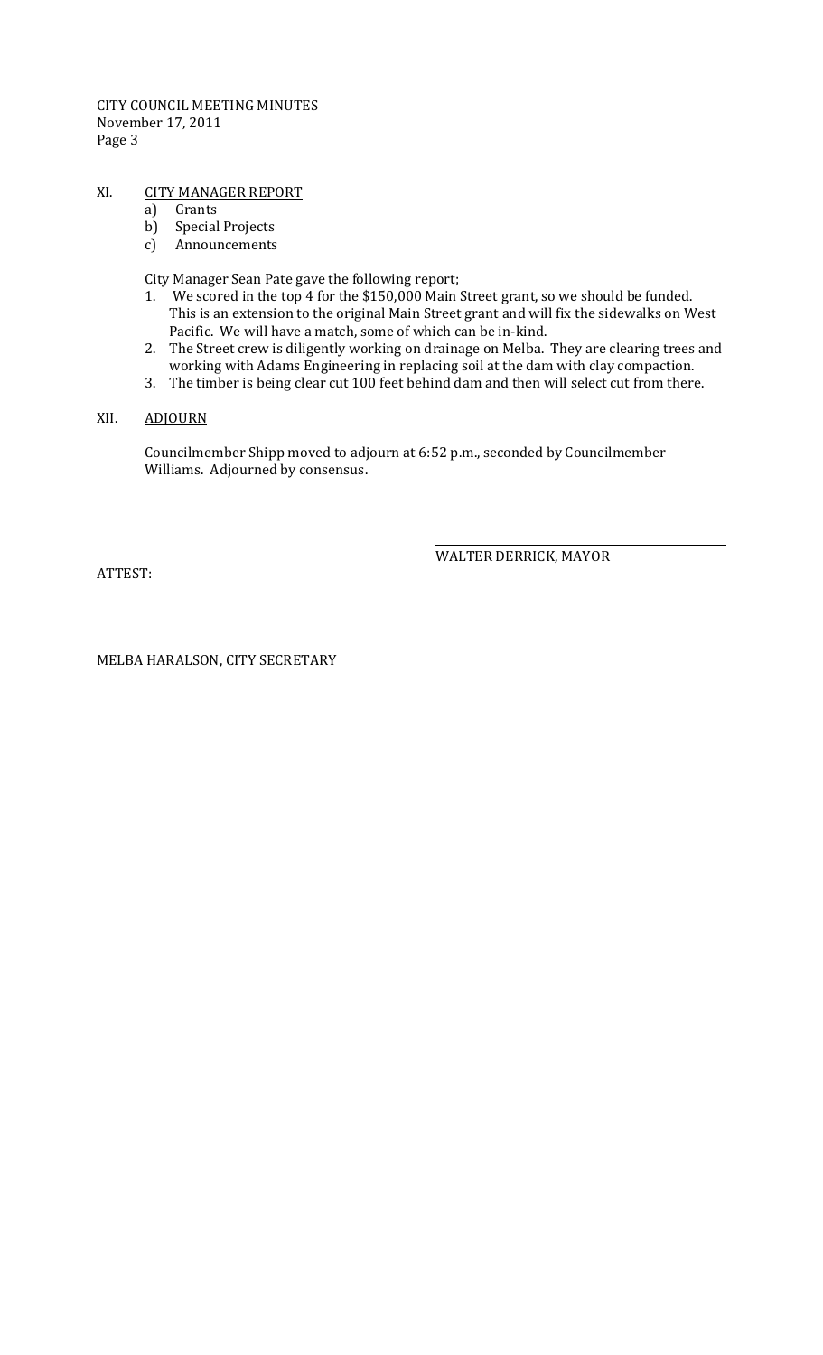## XI. CITY MANAGER REPORT

a) Grants
b) Special Projects
c) Announcements

City Manager Sean Pate gave the following report;

1. We scored in the top 4 for the $150,000 Main Street grant, so we should be funded. This is an extension to the original Main Street grant and will fix the sidewalks on West Pacific. We will have a match, some of which can be in-kind.
2. The Street crew is diligently working on drainage on Melba. They are clearing trees and working with Adams Engineering in replacing soil at the dam with clay compaction.
3. The timber is being clear cut 100 feet behind dam and then will select cut from there.

## XII. ADJOURN

Councilmember Shipp moved to adjourn at 6:52 p.m., seconded by Councilmember Williams. Adjourned by consensus.

_______________________________
WALTER DERRICK, MAYOR

ATTEST:

_______________________________
MELBA HARALSON, CITY SECRETARY